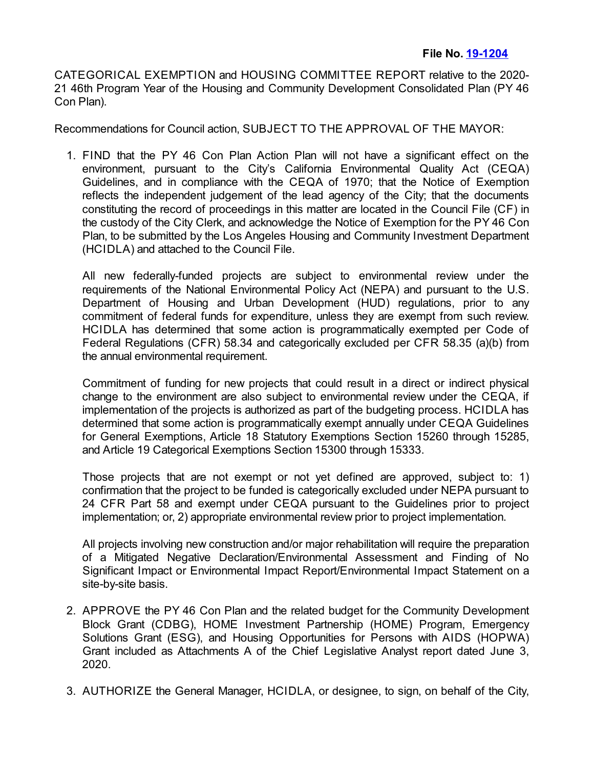**File No. [19-1204]**

CATEGORICAL EXEMPTION and HOUSING COMMITTEE REPORT relative to the 2020-21 46th Program Year of the Housing and Community Development Consolidated Plan (PY 46 Con Plan).

Recommendations for Council action, SUBJECT TO THE APPROVAL OF THE MAYOR:

1. FIND that the PY 46 Con Plan Action Plan will not have a significant effect on the environment, pursuant to the City's California Environmental Quality Act (CEQA) Guidelines, and in compliance with the CEQA of 1970; that the Notice of Exemption reflects the independent judgement of the lead agency of the City; that the documents constituting the record of proceedings in this matter are located in the Council File (CF) in the custody of the City Clerk, and acknowledge the Notice of Exemption for the PY 46 Con Plan, to be submitted by the Los Angeles Housing and Community Investment Department (HCIDLA) and attached to the Council File.

   All new federally-funded projects are subject to environmental review under the requirements of the National Environmental Policy Act (NEPA) and pursuant to the U.S. Department of Housing and Urban Development (HUD) regulations, prior to any commitment of federal funds for expenditure, unless they are exempt from such review. HCIDLA has determined that some action is programmatically exempted per Code of Federal Regulations (CFR) 58.34 and categorically excluded per CFR 58.35 (a)(b) from the annual environmental requirement.

   Commitment of funding for new projects that could result in a direct or indirect physical change to the environment are also subject to environmental review under the CEQA, if implementation of the projects is authorized as part of the budgeting process. HCIDLA has determined that some action is programmatically exempt annually under CEQA Guidelines for General Exemptions, Article 18 Statutory Exemptions Section 15260 through 15285, and Article 19 Categorical Exemptions Section 15300 through 15333.

   Those projects that are not exempt or not yet defined are approved, subject to: 1) confirmation that the project to be funded is categorically excluded under NEPA pursuant to 24 CFR Part 58 and exempt under CEQA pursuant to the Guidelines prior to project implementation; or, 2) appropriate environmental review prior to project implementation.

   All projects involving new construction and/or major rehabilitation will require the preparation of a Mitigated Negative Declaration/Environmental Assessment and Finding of No Significant Impact or Environmental Impact Report/Environmental Impact Statement on a site-by-site basis.

2. APPROVE the PY 46 Con Plan and the related budget for the Community Development Block Grant (CDBG), HOME Investment Partnership (HOME) Program, Emergency Solutions Grant (ESG), and Housing Opportunities for Persons with AIDS (HOPWA) Grant included as Attachments A of the Chief Legislative Analyst report dated June 3, 2020.

3. AUTHORIZE the General Manager, HCIDLA, or designee, to sign, on behalf of the City,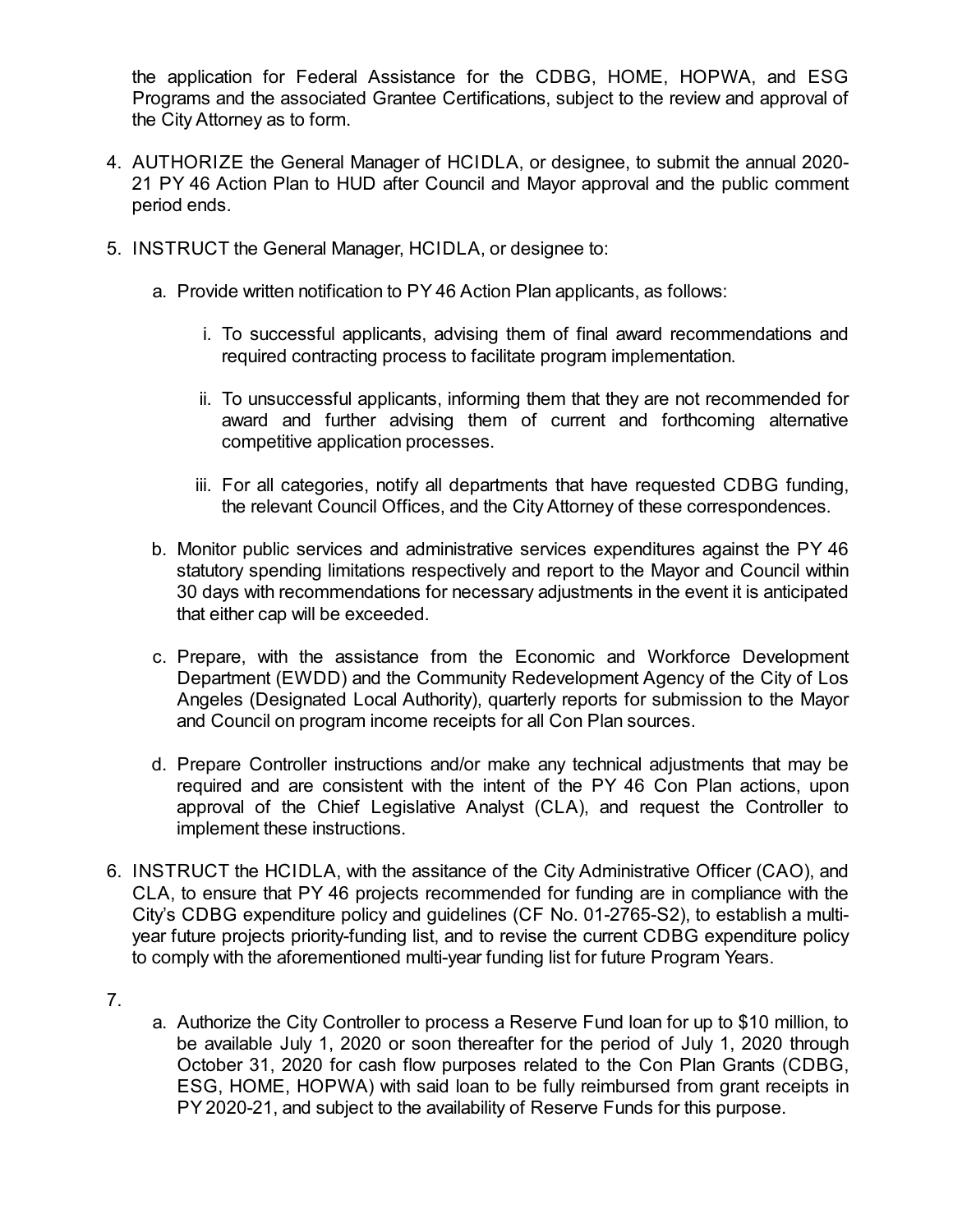the application for Federal Assistance for the CDBG, HOME, HOPWA, and ESG Programs and the associated Grantee Certifications, subject to the review and approval of the City Attorney as to form.

4. AUTHORIZE the General Manager of HCIDLA, or designee, to submit the annual 2020-21 PY 46 Action Plan to HUD after Council and Mayor approval and the public comment period ends.

5. INSTRUCT the General Manager, HCIDLA, or designee to:

   a. Provide written notification to PY 46 Action Plan applicants, as follows:

      i. To successful applicants, advising them of final award recommendations and required contracting process to facilitate program implementation.

      ii. To unsuccessful applicants, informing them that they are not recommended for award and further advising them of current and forthcoming alternative competitive application processes.

      iii. For all categories, notify all departments that have requested CDBG funding, the relevant Council Offices, and the City Attorney of these correspondences.

   b. Monitor public services and administrative services expenditures against the PY 46 statutory spending limitations respectively and report to the Mayor and Council within 30 days with recommendations for necessary adjustments in the event it is anticipated that either cap will be exceeded.

   c. Prepare, with the assistance from the Economic and Workforce Development Department (EWDD) and the Community Redevelopment Agency of the City of Los Angeles (Designated Local Authority), quarterly reports for submission to the Mayor and Council on program income receipts for all Con Plan sources.

   d. Prepare Controller instructions and/or make any technical adjustments that may be required and are consistent with the intent of the PY 46 Con Plan actions, upon approval of the Chief Legislative Analyst (CLA), and request the Controller to implement these instructions.

6. INSTRUCT the HCIDLA, with the assitance of the City Administrative Officer (CAO), and CLA, to ensure that PY 46 projects recommended for funding are in compliance with the City's CDBG expenditure policy and guidelines (CF No. 01-2765-S2), to establish a multi-year future projects priority-funding list, and to revise the current CDBG expenditure policy to comply with the aforementioned multi-year funding list for future Program Years.

7.

   a. Authorize the City Controller to process a Reserve Fund loan for up to $10 million, to be available July 1, 2020 or soon thereafter for the period of July 1, 2020 through October 31, 2020 for cash flow purposes related to the Con Plan Grants (CDBG, ESG, HOME, HOPWA) with said loan to be fully reimbursed from grant receipts in PY 2020-21, and subject to the availability of Reserve Funds for this purpose.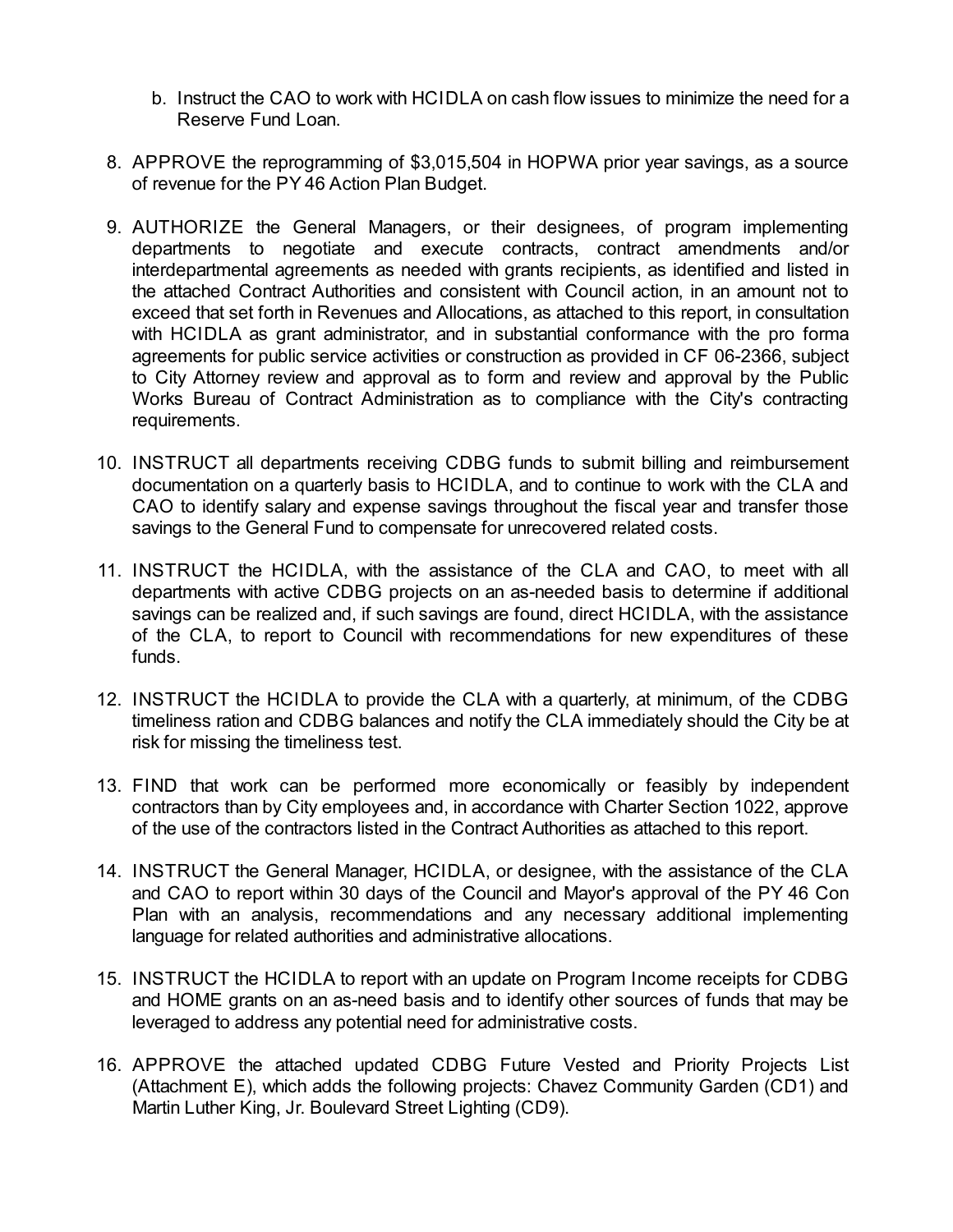b. Instruct the CAO to work with HCIDLA on cash flow issues to minimize the need for a Reserve Fund Loan.

8. APPROVE the reprogramming of $3,015,504 in HOPWA prior year savings, as a source of revenue for the PY 46 Action Plan Budget.

9. AUTHORIZE the General Managers, or their designees, of program implementing departments to negotiate and execute contracts, contract amendments and/or interdepartmental agreements as needed with grants recipients, as identified and listed in the attached Contract Authorities and consistent with Council action, in an amount not to exceed that set forth in Revenues and Allocations, as attached to this report, in consultation with HCIDLA as grant administrator, and in substantial conformance with the pro forma agreements for public service activities or construction as provided in CF 06-2366, subject to City Attorney review and approval as to form and review and approval by the Public Works Bureau of Contract Administration as to compliance with the City's contracting requirements.

10. INSTRUCT all departments receiving CDBG funds to submit billing and reimbursement documentation on a quarterly basis to HCIDLA, and to continue to work with the CLA and CAO to identify salary and expense savings throughout the fiscal year and transfer those savings to the General Fund to compensate for unrecovered related costs.

11. INSTRUCT the HCIDLA, with the assistance of the CLA and CAO, to meet with all departments with active CDBG projects on an as-needed basis to determine if additional savings can be realized and, if such savings are found, direct HCIDLA, with the assistance of the CLA, to report to Council with recommendations for new expenditures of these funds.

12. INSTRUCT the HCIDLA to provide the CLA with a quarterly, at minimum, of the CDBG timeliness ration and CDBG balances and notify the CLA immediately should the City be at risk for missing the timeliness test.

13. FIND that work can be performed more economically or feasibly by independent contractors than by City employees and, in accordance with Charter Section 1022, approve of the use of the contractors listed in the Contract Authorities as attached to this report.

14. INSTRUCT the General Manager, HCIDLA, or designee, with the assistance of the CLA and CAO to report within 30 days of the Council and Mayor's approval of the PY 46 Con Plan with an analysis, recommendations and any necessary additional implementing language for related authorities and administrative allocations.

15. INSTRUCT the HCIDLA to report with an update on Program Income receipts for CDBG and HOME grants on an as-need basis and to identify other sources of funds that may be leveraged to address any potential need for administrative costs.

16. APPROVE the attached updated CDBG Future Vested and Priority Projects List (Attachment E), which adds the following projects: Chavez Community Garden (CD1) and Martin Luther King, Jr. Boulevard Street Lighting (CD9).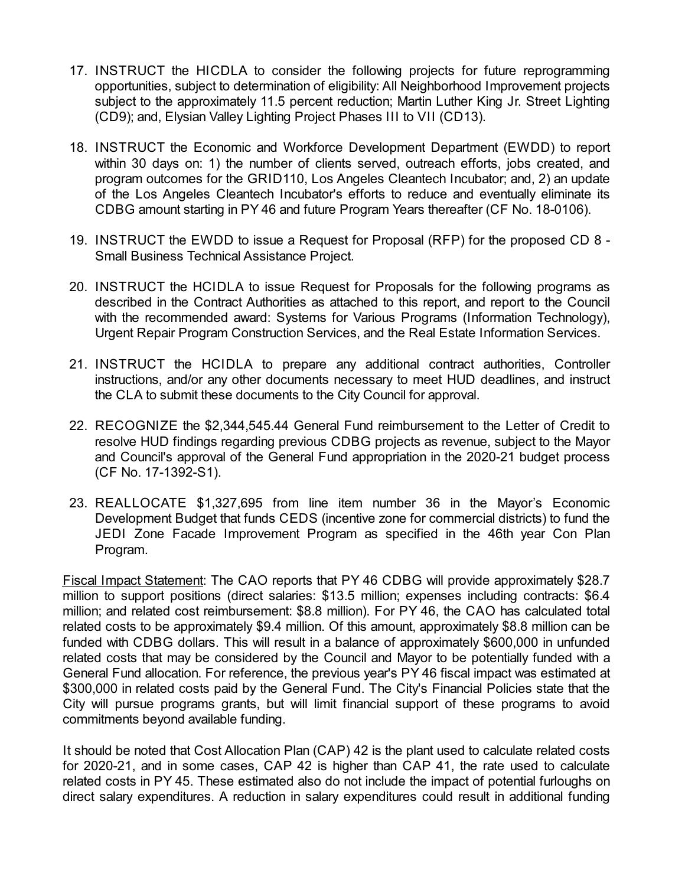17. INSTRUCT the HICDLA to consider the following projects for future reprogramming opportunities, subject to determination of eligibility: All Neighborhood Improvement projects subject to the approximately 11.5 percent reduction; Martin Luther King Jr. Street Lighting (CD9); and, Elysian Valley Lighting Project Phases III to VII (CD13).

18. INSTRUCT the Economic and Workforce Development Department (EWDD) to report within 30 days on: 1) the number of clients served, outreach efforts, jobs created, and program outcomes for the GRID110, Los Angeles Cleantech Incubator; and, 2) an update of the Los Angeles Cleantech Incubator's efforts to reduce and eventually eliminate its CDBG amount starting in PY 46 and future Program Years thereafter (CF No. 18-0106).

19. INSTRUCT the EWDD to issue a Request for Proposal (RFP) for the proposed CD 8 - Small Business Technical Assistance Project.

20. INSTRUCT the HCIDLA to issue Request for Proposals for the following programs as described in the Contract Authorities as attached to this report, and report to the Council with the recommended award: Systems for Various Programs (Information Technology), Urgent Repair Program Construction Services, and the Real Estate Information Services.

21. INSTRUCT the HCIDLA to prepare any additional contract authorities, Controller instructions, and/or any other documents necessary to meet HUD deadlines, and instruct the CLA to submit these documents to the City Council for approval.

22. RECOGNIZE the $2,344,545.44 General Fund reimbursement to the Letter of Credit to resolve HUD findings regarding previous CDBG projects as revenue, subject to the Mayor and Council's approval of the General Fund appropriation in the 2020-21 budget process (CF No. 17-1392-S1).

23. REALLOCATE $1,327,695 from line item number 36 in the Mayor's Economic Development Budget that funds CEDS (incentive zone for commercial districts) to fund the JEDI Zone Facade Improvement Program as specified in the 46th year Con Plan Program.

Fiscal Impact Statement: The CAO reports that PY 46 CDBG will provide approximately $28.7 million to support positions (direct salaries: $13.5 million; expenses including contracts: $6.4 million; and related cost reimbursement: $8.8 million). For PY 46, the CAO has calculated total related costs to be approximately $9.4 million. Of this amount, approximately $8.8 million can be funded with CDBG dollars. This will result in a balance of approximately $600,000 in unfunded related costs that may be considered by the Council and Mayor to be potentially funded with a General Fund allocation. For reference, the previous year's PY 46 fiscal impact was estimated at $300,000 in related costs paid by the General Fund. The City's Financial Policies state that the City will pursue programs grants, but will limit financial support of these programs to avoid commitments beyond available funding.

It should be noted that Cost Allocation Plan (CAP) 42 is the plant used to calculate related costs for 2020-21, and in some cases, CAP 42 is higher than CAP 41, the rate used to calculate related costs in PY 45. These estimated also do not include the impact of potential furloughs on direct salary expenditures. A reduction in salary expenditures could result in additional funding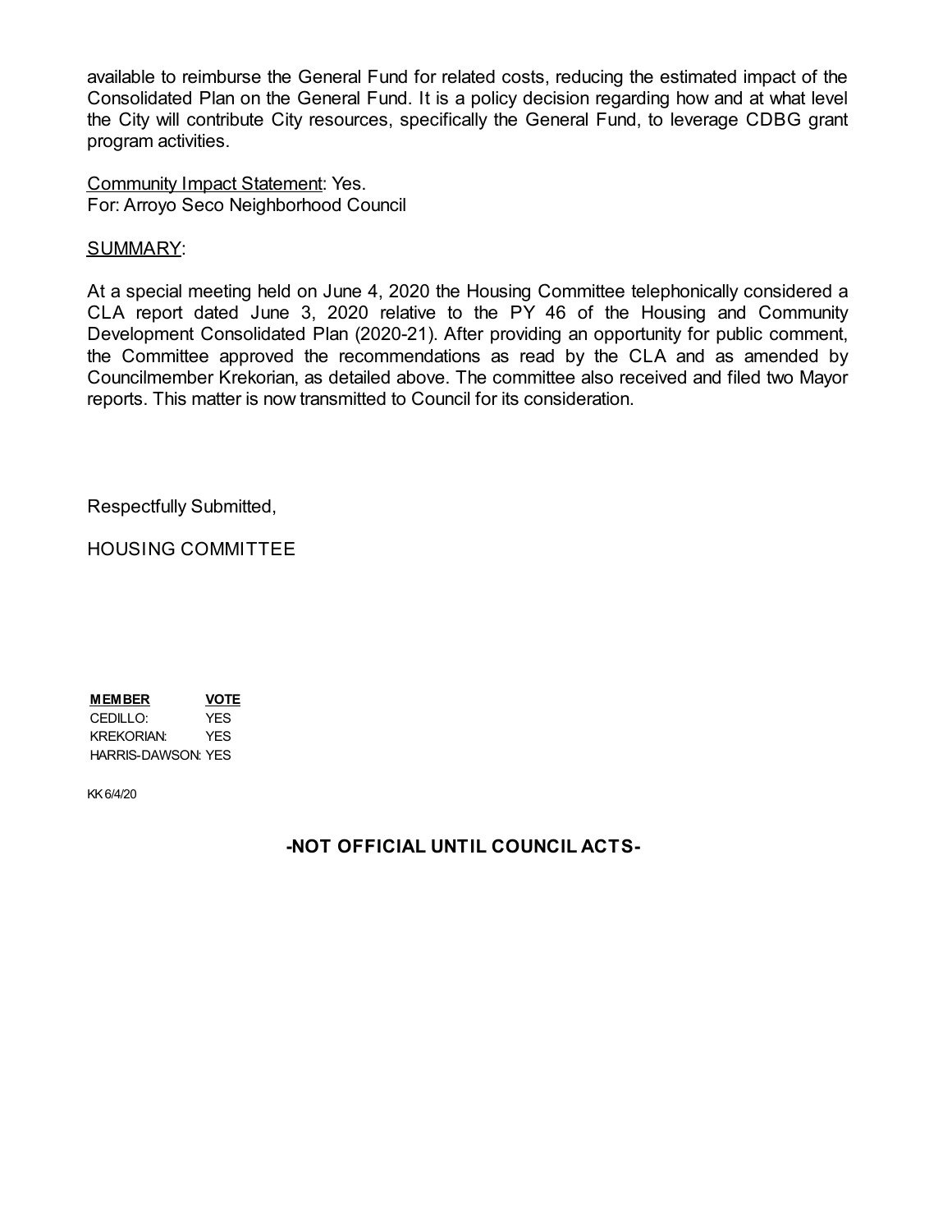available to reimburse the General Fund for related costs, reducing the estimated impact of the Consolidated Plan on the General Fund. It is a policy decision regarding how and at what level the City will contribute City resources, specifically the General Fund, to leverage CDBG grant program activities.

Community Impact Statement: Yes.
For: Arroyo Seco Neighborhood Council

SUMMARY:

At a special meeting held on June 4, 2020 the Housing Committee telephonically considered a CLA report dated June 3, 2020 relative to the PY 46 of the Housing and Community Development Consolidated Plan (2020-21). After providing an opportunity for public comment, the Committee approved the recommendations as read by the CLA and as amended by Councilmember Krekorian, as detailed above. The committee also received and filed two Mayor reports. This matter is now transmitted to Council for its consideration.

Respectfully Submitted,

HOUSING COMMITTEE

| MEMBER | VOTE |
|---|---|
| CEDILLO: | YES |
| KREKORIAN: | YES |
| HARRIS-DAWSON: | YES |

KK 6/4/20

**-NOT OFFICIAL UNTIL COUNCIL ACTS-**